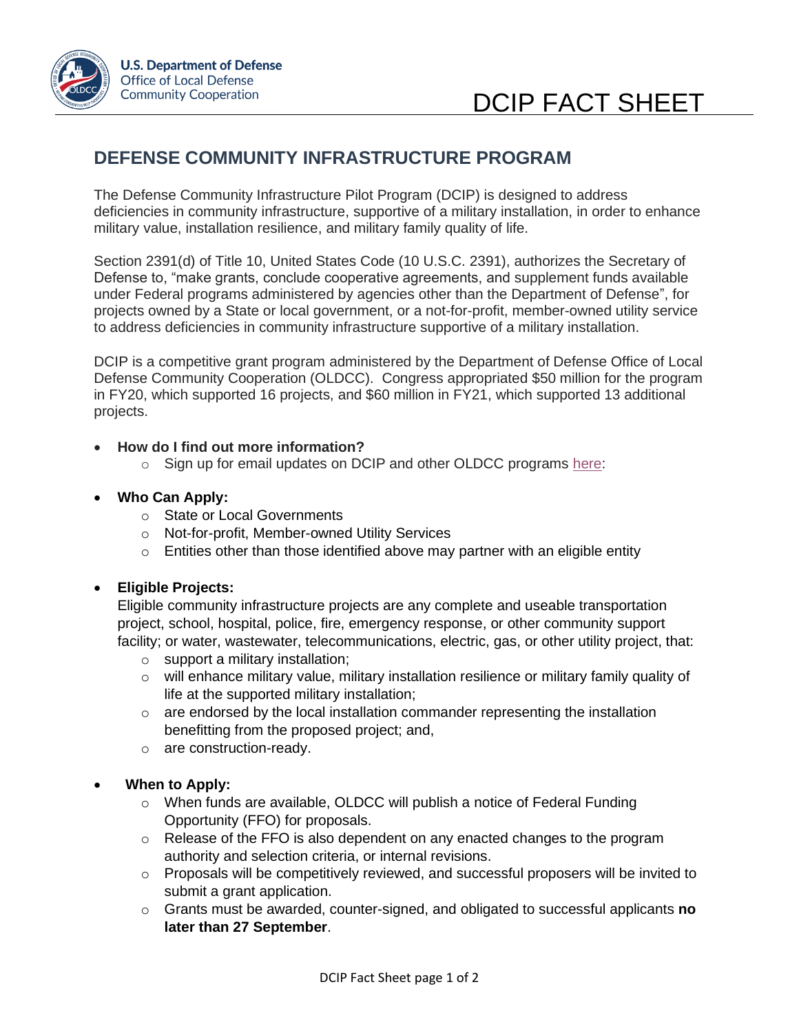U.S. Department of Defense
Office of Local Defense
Community Cooperation

# DCIP FACT SHEET

## DEFENSE COMMUNITY INFRASTRUCTURE PROGRAM

The Defense Community Infrastructure Pilot Program (DCIP) is designed to address deficiencies in community infrastructure, supportive of a military installation, in order to enhance military value, installation resilience, and military family quality of life.

Section 2391(d) of Title 10, United States Code (10 U.S.C. 2391), authorizes the Secretary of Defense to, "make grants, conclude cooperative agreements, and supplement funds available under Federal programs administered by agencies other than the Department of Defense", for projects owned by a State or local government, or a not-for-profit, member-owned utility service to address deficiencies in community infrastructure supportive of a military installation.

DCIP is a competitive grant program administered by the Department of Defense Office of Local Defense Community Cooperation (OLDCC). Congress appropriated $50 million for the program in FY20, which supported 16 projects, and $60 million in FY21, which supported 13 additional projects.

- **How do I find out more information?**
  - Sign up for email updates on DCIP and other OLDCC programs here:
- **Who Can Apply:**
  - State or Local Governments
  - Not-for-profit, Member-owned Utility Services
  - Entities other than those identified above may partner with an eligible entity
- **Eligible Projects:**
  Eligible community infrastructure projects are any complete and useable transportation project, school, hospital, police, fire, emergency response, or other community support facility; or water, wastewater, telecommunications, electric, gas, or other utility project, that:
  - support a military installation;
  - will enhance military value, military installation resilience or military family quality of life at the supported military installation;
  - are endorsed by the local installation commander representing the installation benefitting from the proposed project; and,
  - are construction-ready.
- **When to Apply:**
  - When funds are available, OLDCC will publish a notice of Federal Funding Opportunity (FFO) for proposals.
  - Release of the FFO is also dependent on any enacted changes to the program authority and selection criteria, or internal revisions.
  - Proposals will be competitively reviewed, and successful proposers will be invited to submit a grant application.
  - Grants must be awarded, counter-signed, and obligated to successful applicants **no later than 27 September**.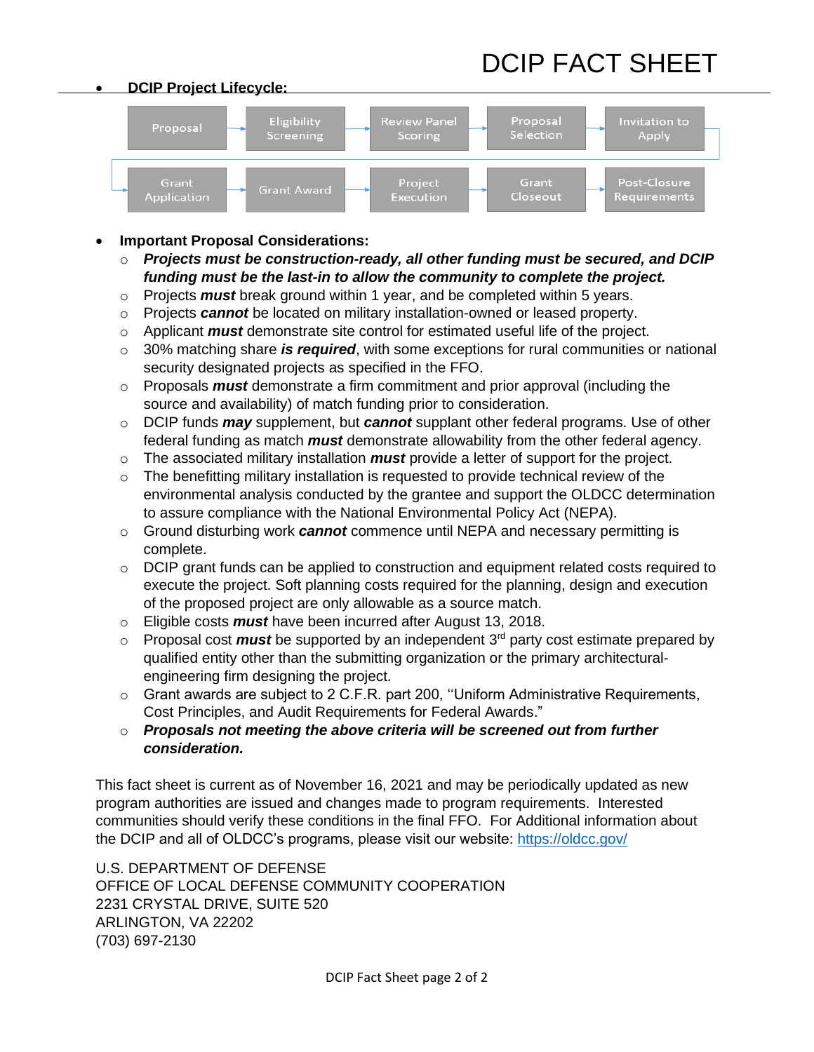# DCIP FACT SHEET

- **DCIP Project Lifecycle:**

Proposal → Eligibility Screening → Review Panel Scoring → Proposal Selection → Invitation to Apply → Grant Application → Grant Award → Project Execution → Grant Closeout → Post-Closure Requirements

- **Important Proposal Considerations:**
  - ***Projects must be construction-ready, all other funding must be secured, and DCIP funding must be the last-in to allow the community to complete the project.***
  - Projects ***must*** break ground within 1 year, and be completed within 5 years.
  - Projects ***cannot*** be located on military installation-owned or leased property.
  - Applicant ***must*** demonstrate site control for estimated useful life of the project.
  - 30% matching share ***is required***, with some exceptions for rural communities or national security designated projects as specified in the FFO.
  - Proposals ***must*** demonstrate a firm commitment and prior approval (including the source and availability) of match funding prior to consideration.
  - DCIP funds ***may*** supplement, but ***cannot*** supplant other federal programs. Use of other federal funding as match ***must*** demonstrate allowability from the other federal agency.
  - The associated military installation ***must*** provide a letter of support for the project.
  - The benefitting military installation is requested to provide technical review of the environmental analysis conducted by the grantee and support the OLDCC determination to assure compliance with the National Environmental Policy Act (NEPA).
  - Ground disturbing work ***cannot*** commence until NEPA and necessary permitting is complete.
  - DCIP grant funds can be applied to construction and equipment related costs required to execute the project. Soft planning costs required for the planning, design and execution of the proposed project are only allowable as a source match.
  - Eligible costs ***must*** have been incurred after August 13, 2018.
  - Proposal cost ***must*** be supported by an independent 3rd party cost estimate prepared by qualified entity other than the submitting organization or the primary architectural-engineering firm designing the project.
  - Grant awards are subject to 2 C.F.R. part 200, ''Uniform Administrative Requirements, Cost Principles, and Audit Requirements for Federal Awards."
  - ***Proposals not meeting the above criteria will be screened out from further consideration.***

This fact sheet is current as of November 16, 2021 and may be periodically updated as new program authorities are issued and changes made to program requirements. Interested communities should verify these conditions in the final FFO. For Additional information about the DCIP and all of OLDCC's programs, please visit our website: https://oldcc.gov/

U.S. DEPARTMENT OF DEFENSE
OFFICE OF LOCAL DEFENSE COMMUNITY COOPERATION
2231 CRYSTAL DRIVE, SUITE 520
ARLINGTON, VA 22202
(703) 697-2130